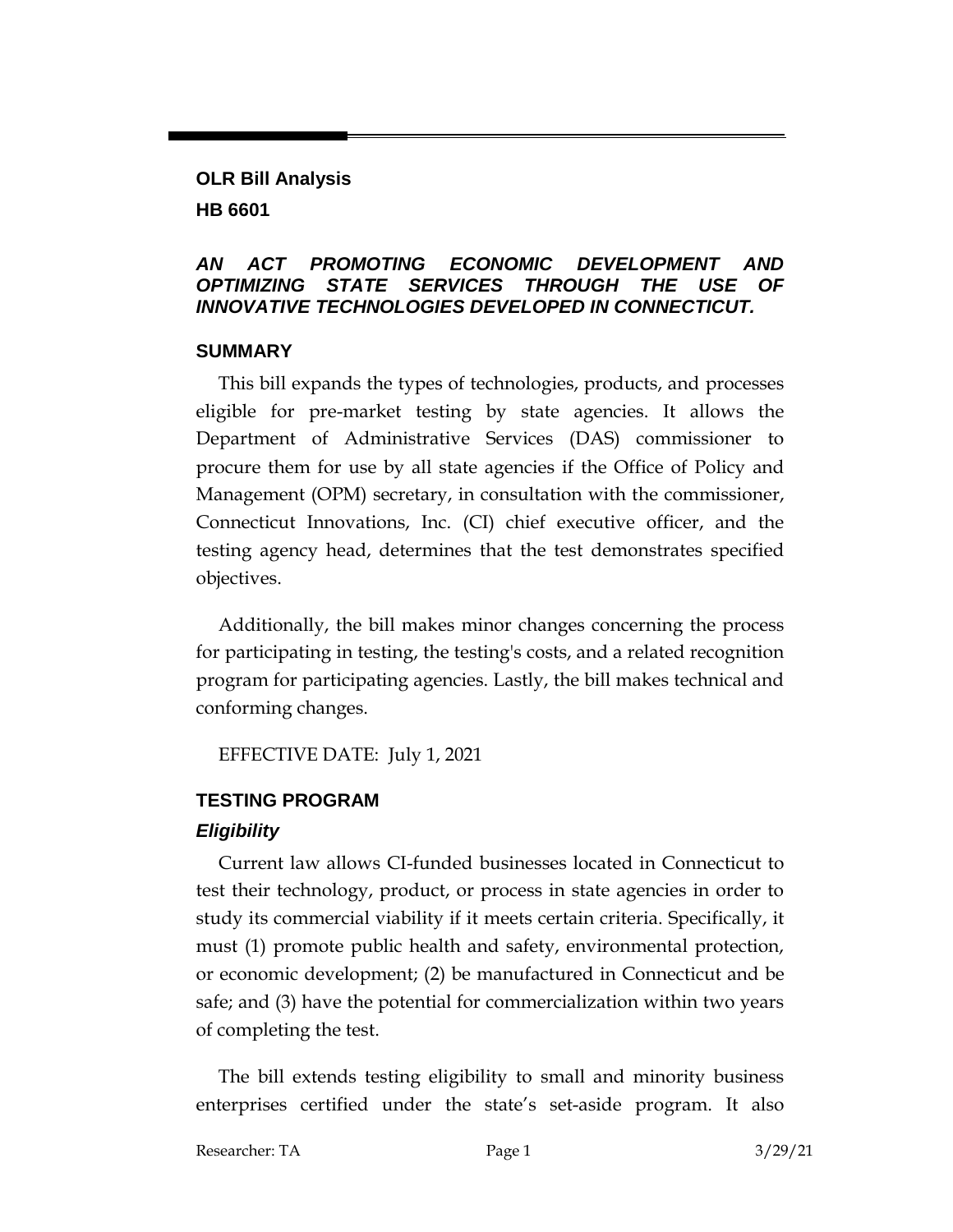**OLR Bill Analysis**

**HB 6601**

***AN ACT PROMOTING ECONOMIC DEVELOPMENT AND OPTIMIZING STATE SERVICES THROUGH THE USE OF INNOVATIVE TECHNOLOGIES DEVELOPED IN CONNECTICUT.***

## SUMMARY

This bill expands the types of technologies, products, and processes eligible for pre-market testing by state agencies. It allows the Department of Administrative Services (DAS) commissioner to procure them for use by all state agencies if the Office of Policy and Management (OPM) secretary, in consultation with the commissioner, Connecticut Innovations, Inc. (CI) chief executive officer, and the testing agency head, determines that the test demonstrates specified objectives.

Additionally, the bill makes minor changes concerning the process for participating in testing, the testing's costs, and a related recognition program for participating agencies. Lastly, the bill makes technical and conforming changes.

EFFECTIVE DATE: July 1, 2021

## TESTING PROGRAM

### *Eligibility*

Current law allows CI-funded businesses located in Connecticut to test their technology, product, or process in state agencies in order to study its commercial viability if it meets certain criteria. Specifically, it must (1) promote public health and safety, environmental protection, or economic development; (2) be manufactured in Connecticut and be safe; and (3) have the potential for commercialization within two years of completing the test.

The bill extends testing eligibility to small and minority business enterprises certified under the state's set-aside program. It also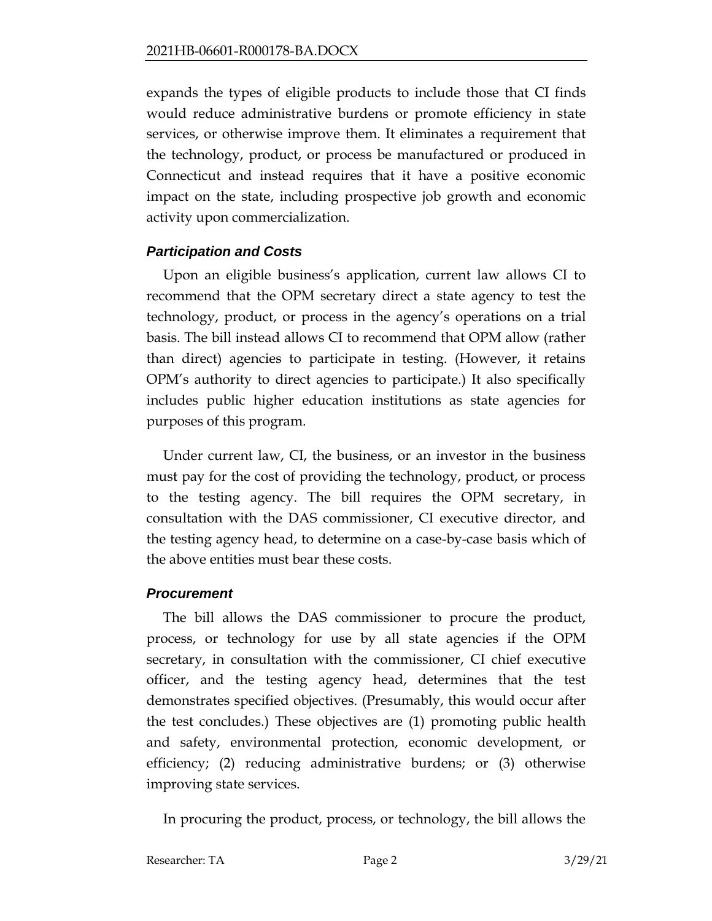expands the types of eligible products to include those that CI finds would reduce administrative burdens or promote efficiency in state services, or otherwise improve them. It eliminates a requirement that the technology, product, or process be manufactured or produced in Connecticut and instead requires that it have a positive economic impact on the state, including prospective job growth and economic activity upon commercialization.

### *Participation and Costs*

Upon an eligible business's application, current law allows CI to recommend that the OPM secretary direct a state agency to test the technology, product, or process in the agency's operations on a trial basis. The bill instead allows CI to recommend that OPM allow (rather than direct) agencies to participate in testing. (However, it retains OPM's authority to direct agencies to participate.) It also specifically includes public higher education institutions as state agencies for purposes of this program.

Under current law, CI, the business, or an investor in the business must pay for the cost of providing the technology, product, or process to the testing agency. The bill requires the OPM secretary, in consultation with the DAS commissioner, CI executive director, and the testing agency head, to determine on a case-by-case basis which of the above entities must bear these costs.

### *Procurement*

The bill allows the DAS commissioner to procure the product, process, or technology for use by all state agencies if the OPM secretary, in consultation with the commissioner, CI chief executive officer, and the testing agency head, determines that the test demonstrates specified objectives. (Presumably, this would occur after the test concludes.) These objectives are (1) promoting public health and safety, environmental protection, economic development, or efficiency; (2) reducing administrative burdens; or (3) otherwise improving state services.

In procuring the product, process, or technology, the bill allows the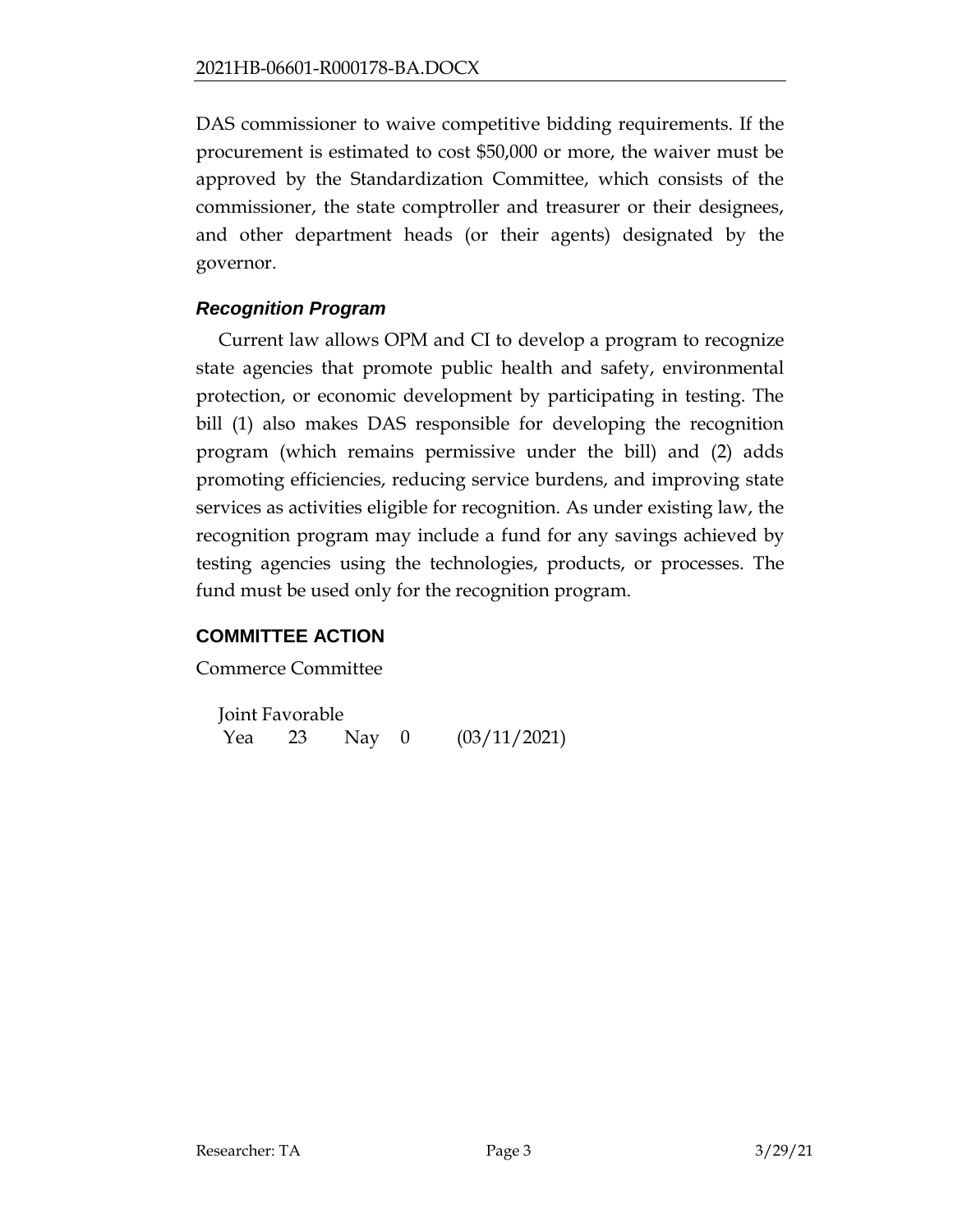DAS commissioner to waive competitive bidding requirements. If the procurement is estimated to cost $50,000 or more, the waiver must be approved by the Standardization Committee, which consists of the commissioner, the state comptroller and treasurer or their designees, and other department heads (or their agents) designated by the governor.

### *Recognition Program*

Current law allows OPM and CI to develop a program to recognize state agencies that promote public health and safety, environmental protection, or economic development by participating in testing. The bill (1) also makes DAS responsible for developing the recognition program (which remains permissive under the bill) and (2) adds promoting efficiencies, reducing service burdens, and improving state services as activities eligible for recognition. As under existing law, the recognition program may include a fund for any savings achieved by testing agencies using the technologies, products, or processes. The fund must be used only for the recognition program.

## COMMITTEE ACTION

Commerce Committee

Joint Favorable

| | | | | |
|---|---|---|---|---|
| Yea | 23 | Nay | 0 | (03/11/2021) |